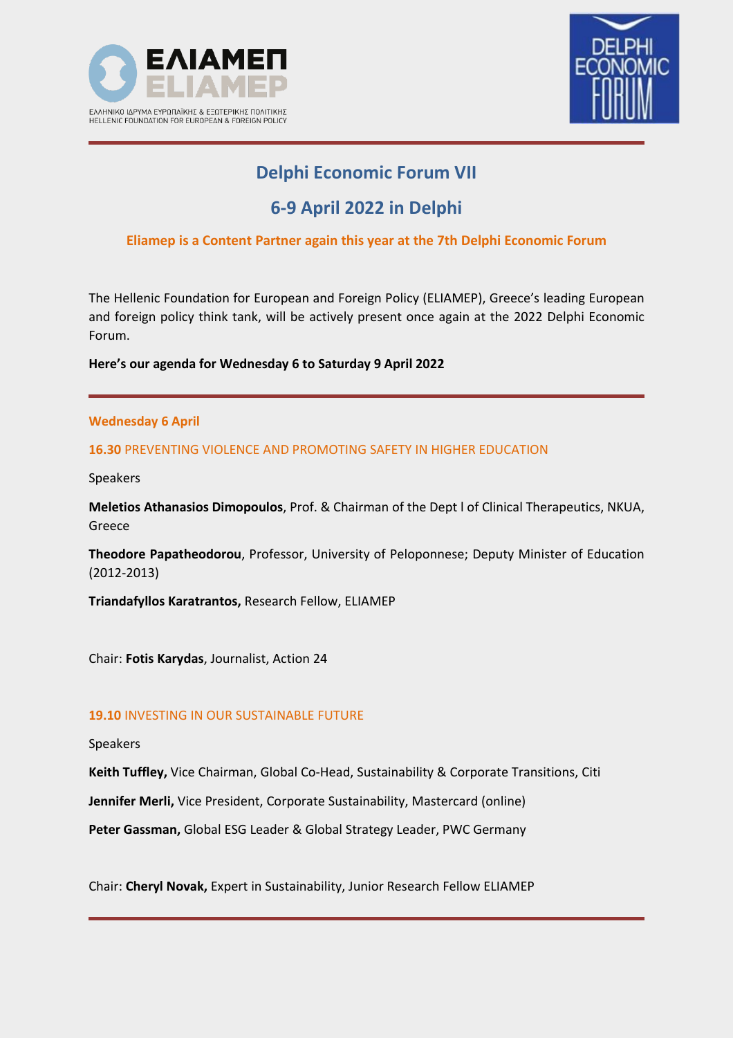# Delphi Economic Forum VII

## 6-9 April 2022 in Delphi

### Eliamep is a Content Partner again this year at the 7th Delphi Economic Forum

The Hellenic Foundation for European and Foreign Policy (ELIAMEP), Greece's leading European and foreign policy think tank, will be actively present once again at the 2022 Delphi Economic Forum.

**Here's our agenda for Wednesday 6 to Saturday 9 April 2022**

---

### Wednesday 6 April

**16.30** PREVENTING VIOLENCE AND PROMOTING SAFETY IN HIGHER EDUCATION

Speakers

**Meletios Athanasios Dimopoulos**, Prof. & Chairman of the Dept l of Clinical Therapeutics, NKUA, Greece

**Theodore Papatheodorou**, Professor, University of Peloponnese; Deputy Minister of Education (2012-2013)

**Triandafyllos Karatrantos,** Research Fellow, ELIAMEP

Chair: **Fotis Karydas**, Journalist, Action 24

**19.10** INVESTING IN OUR SUSTAINABLE FUTURE

Speakers

**Keith Tuffley,** Vice Chairman, Global Co-Head, Sustainability & Corporate Transitions, Citi

**Jennifer Merli,** Vice President, Corporate Sustainability, Mastercard (online)

**Peter Gassman,** Global ESG Leader & Global Strategy Leader, PWC Germany

Chair: **Cheryl Novak,** Expert in Sustainability, Junior Research Fellow ELIAMEP

---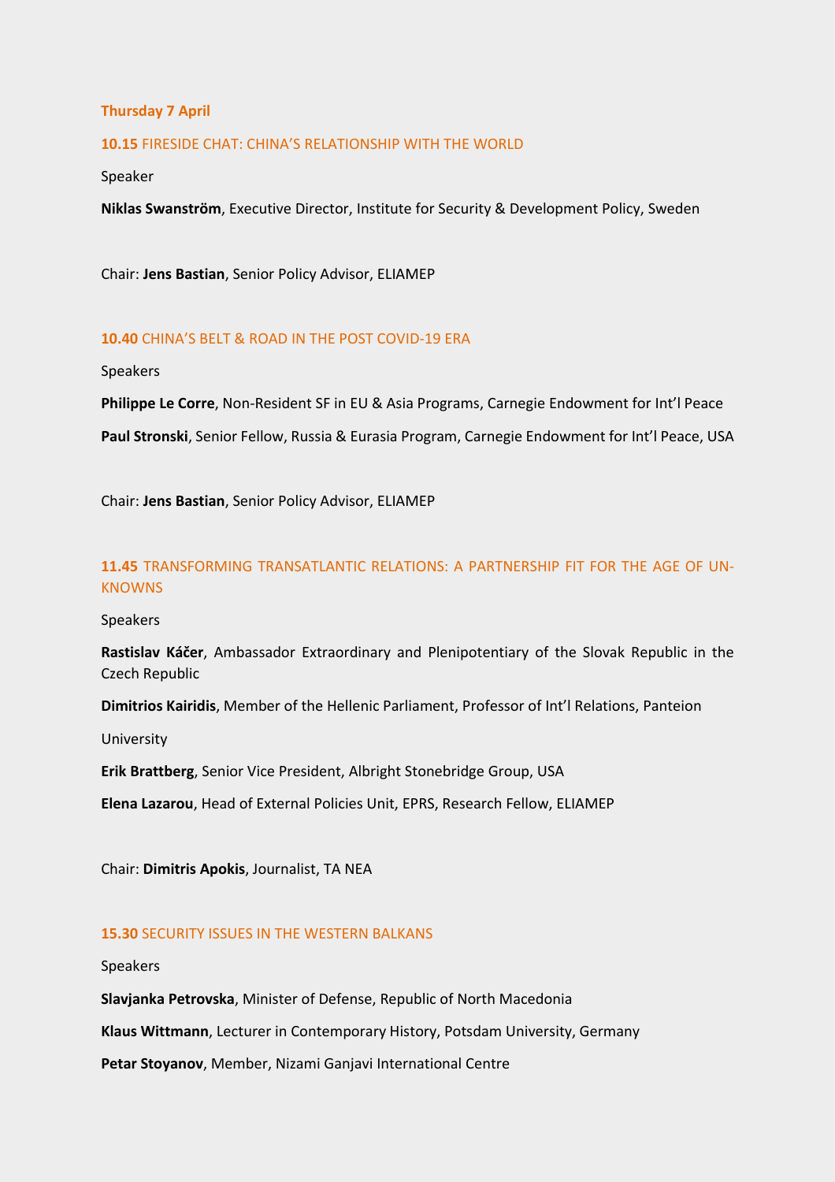## Thursday 7 April

### 10.15 FIRESIDE CHAT: CHINA'S RELATIONSHIP WITH THE WORLD

Speaker

**Niklas Swanström**, Executive Director, Institute for Security & Development Policy, Sweden

Chair: **Jens Bastian**, Senior Policy Advisor, ELIAMEP

### 10.40 CHINA'S BELT & ROAD IN THE POST COVID-19 ERA

Speakers

**Philippe Le Corre**, Non-Resident SF in EU & Asia Programs, Carnegie Endowment for Int'l Peace

**Paul Stronski**, Senior Fellow, Russia & Eurasia Program, Carnegie Endowment for Int'l Peace, USA

Chair: **Jens Bastian**, Senior Policy Advisor, ELIAMEP

### 11.45 TRANSFORMING TRANSATLANTIC RELATIONS: A PARTNERSHIP FIT FOR THE AGE OF UN-KNOWNS

Speakers

**Rastislav Káčer**, Ambassador Extraordinary and Plenipotentiary of the Slovak Republic in the Czech Republic

**Dimitrios Kairidis**, Member of the Hellenic Parliament, Professor of Int'l Relations, Panteion University

**Erik Brattberg**, Senior Vice President, Albright Stonebridge Group, USA

**Elena Lazarou**, Head of External Policies Unit, EPRS, Research Fellow, ELIAMEP

Chair: **Dimitris Apokis**, Journalist, TA NEA

### 15.30 SECURITY ISSUES IN THE WESTERN BALKANS

Speakers

**Slavjanka Petrovska**, Minister of Defense, Republic of North Macedonia

**Klaus Wittmann**, Lecturer in Contemporary History, Potsdam University, Germany

**Petar Stoyanov**, Member, Nizami Ganjavi International Centre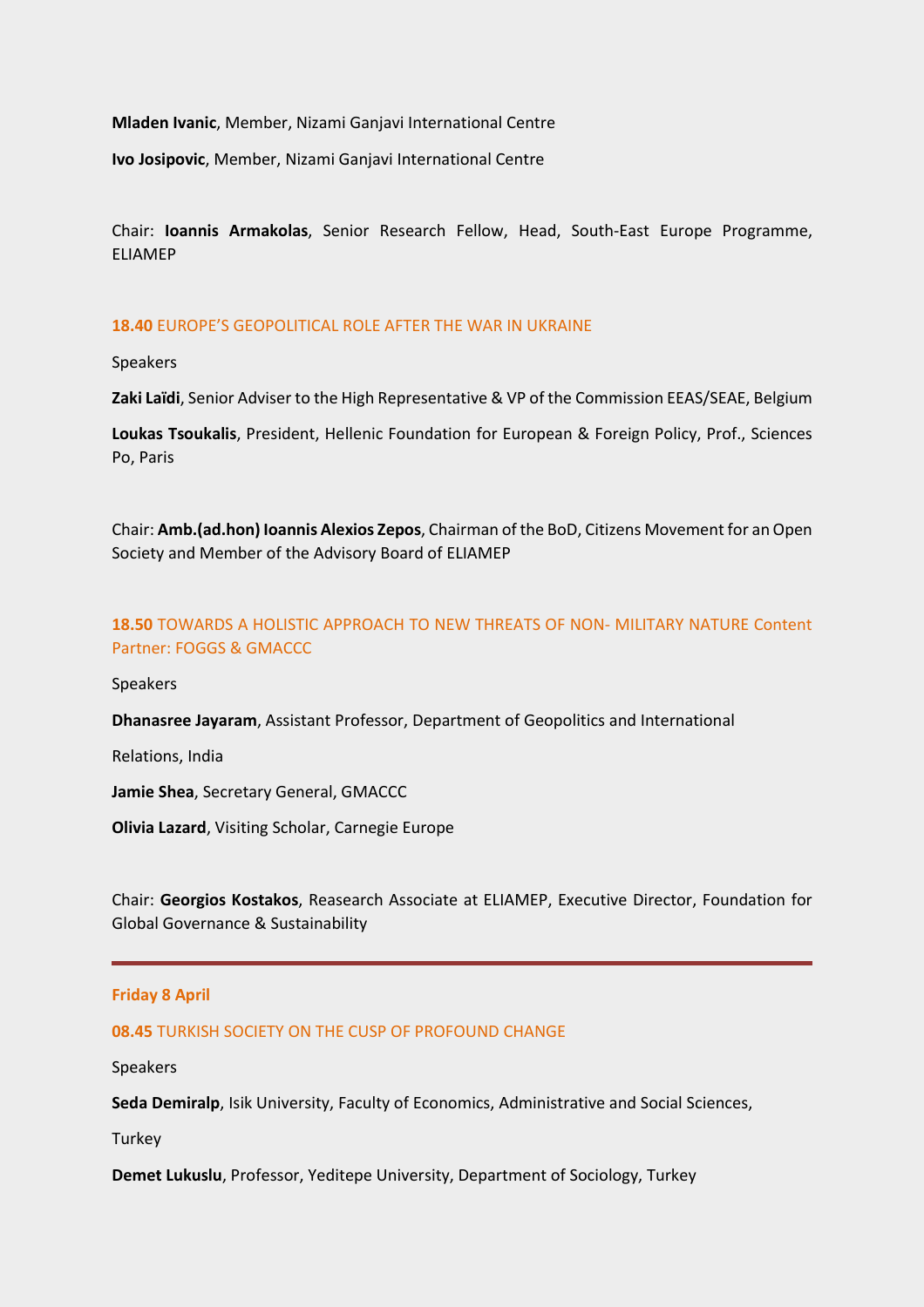**Mladen Ivanic**, Member, Nizami Ganjavi International Centre

**Ivo Josipovic**, Member, Nizami Ganjavi International Centre

Chair: **Ioannis Armakolas**, Senior Research Fellow, Head, South-East Europe Programme, ELIAMEP

### **18.40** EUROPE'S GEOPOLITICAL ROLE AFTER THE WAR IN UKRAINE

Speakers

**Zaki Laïdi**, Senior Adviser to the High Representative & VP of the Commission EEAS/SEAE, Belgium

**Loukas Tsoukalis**, President, Hellenic Foundation for European & Foreign Policy, Prof., Sciences Po, Paris

Chair: **Amb.(ad.hon) Ioannis Alexios Zepos**, Chairman of the BoD, Citizens Movement for an Open Society and Member of the Advisory Board of ELIAMEP

### **18.50** TOWARDS A HOLISTIC APPROACH TO NEW THREATS OF NON- MILITARY NATURE Content Partner: FOGGS & GMACCC

Speakers

**Dhanasree Jayaram**, Assistant Professor, Department of Geopolitics and International

Relations, India

**Jamie Shea**, Secretary General, GMACCC

**Olivia Lazard**, Visiting Scholar, Carnegie Europe

Chair: **Georgios Kostakos**, Reasearch Associate at ELIAMEP, Executive Director, Foundation for Global Governance & Sustainability

---

## **Friday 8 April**

### **08.45** TURKISH SOCIETY ON THE CUSP OF PROFOUND CHANGE

Speakers

**Seda Demiralp**, Isik University, Faculty of Economics, Administrative and Social Sciences,

Turkey

**Demet Lukuslu**, Professor, Yeditepe University, Department of Sociology, Turkey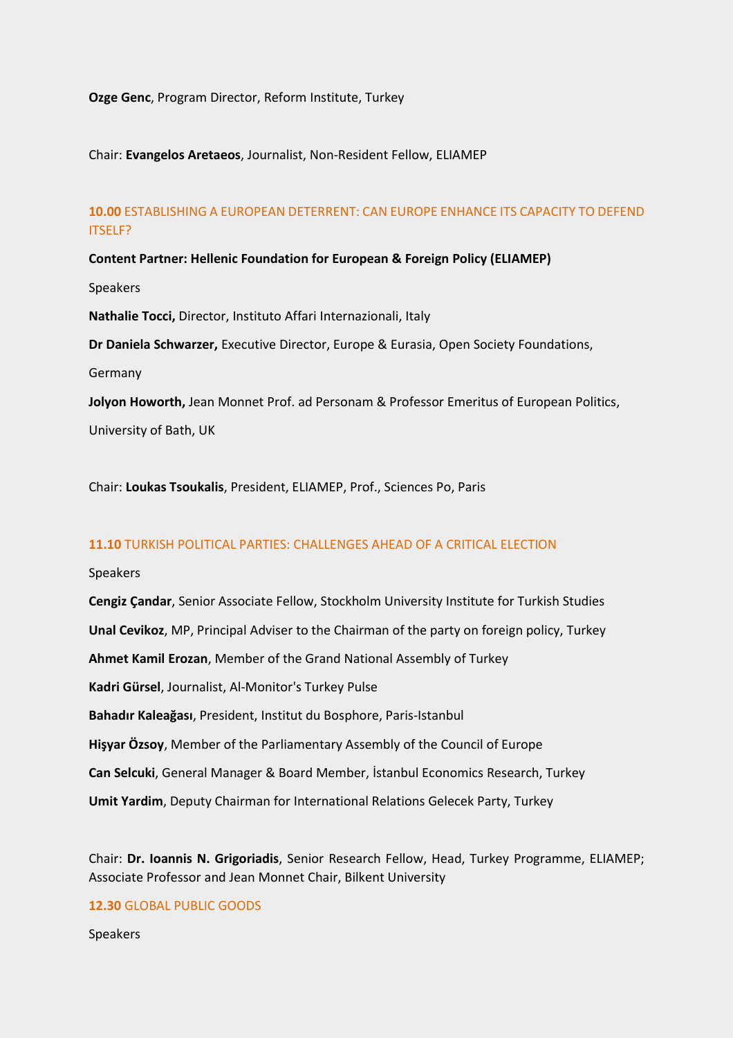**Ozge Genc**, Program Director, Reform Institute, Turkey

Chair: **Evangelos Aretaeos**, Journalist, Non-Resident Fellow, ELIAMEP

## **10.00** ESTABLISHING A EUROPEAN DETERRENT: CAN EUROPE ENHANCE ITS CAPACITY TO DEFEND ITSELF?

**Content Partner: Hellenic Foundation for European & Foreign Policy (ELIAMEP)**

Speakers

**Nathalie Tocci,** Director, Instituto Affari Internazionali, Italy

**Dr Daniela Schwarzer,** Executive Director, Europe & Eurasia, Open Society Foundations, Germany

**Jolyon Howorth,** Jean Monnet Prof. ad Personam & Professor Emeritus of European Politics, University of Bath, UK

Chair: **Loukas Tsoukalis**, President, ELIAMEP, Prof., Sciences Po, Paris

## **11.10** TURKISH POLITICAL PARTIES: CHALLENGES AHEAD OF A CRITICAL ELECTION

Speakers

**Cengiz Çandar**, Senior Associate Fellow, Stockholm University Institute for Turkish Studies

**Unal Cevikoz**, MP, Principal Adviser to the Chairman of the party on foreign policy, Turkey

**Ahmet Kamil Erozan**, Member of the Grand National Assembly of Turkey

**Kadri Gürsel**, Journalist, Al-Monitor's Turkey Pulse

**Bahadır Kaleağası**, President, Institut du Bosphore, Paris-Istanbul

**Hişyar Özsoy**, Member of the Parliamentary Assembly of the Council of Europe

**Can Selcuki**, General Manager & Board Member, İstanbul Economics Research, Turkey

**Umit Yardim**, Deputy Chairman for International Relations Gelecek Party, Turkey

Chair: **Dr. Ioannis N. Grigoriadis**, Senior Research Fellow, Head, Turkey Programme, ELIAMEP; Associate Professor and Jean Monnet Chair, Bilkent University

## **12.30** GLOBAL PUBLIC GOODS

Speakers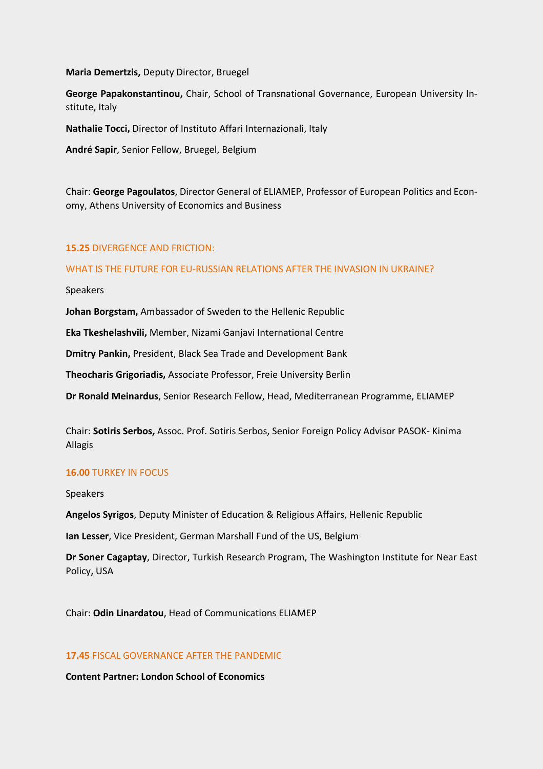**Maria Demertzis,** Deputy Director, Bruegel

**George Papakonstantinou,** Chair, School of Transnational Governance, European University Institute, Italy

**Nathalie Tocci,** Director of Instituto Affari Internazionali, Italy

**André Sapir**, Senior Fellow, Bruegel, Belgium

Chair: **George Pagoulatos**, Director General of ELIAMEP, Professor of European Politics and Economy, Athens University of Economics and Business

## **15.25** DIVERGENCE AND FRICTION:

## WHAT IS THE FUTURE FOR EU-RUSSIAN RELATIONS AFTER THE INVASION IN UKRAINE?

Speakers

**Johan Borgstam,** Ambassador of Sweden to the Hellenic Republic

**Eka Tkeshelashvili,** Member, Nizami Ganjavi International Centre

**Dmitry Pankin,** President, Black Sea Trade and Development Bank

**Theocharis Grigoriadis,** Associate Professor, Freie University Berlin

**Dr Ronald Meinardus**, Senior Research Fellow, Head, Mediterranean Programme, ELIAMEP

Chair: **Sotiris Serbos,** Assoc. Prof. Sotiris Serbos, Senior Foreign Policy Advisor PASOK- Kinima Allagis

## **16.00** TURKEY IN FOCUS

Speakers

**Angelos Syrigos**, Deputy Minister of Education & Religious Affairs, Hellenic Republic

**Ian Lesser**, Vice President, German Marshall Fund of the US, Belgium

**Dr Soner Cagaptay**, Director, Turkish Research Program, The Washington Institute for Near East Policy, USA

Chair: **Odin Linardatou**, Head of Communications ELIAMEP

## **17.45** FISCAL GOVERNANCE AFTER THE PANDEMIC

**Content Partner: London School of Economics**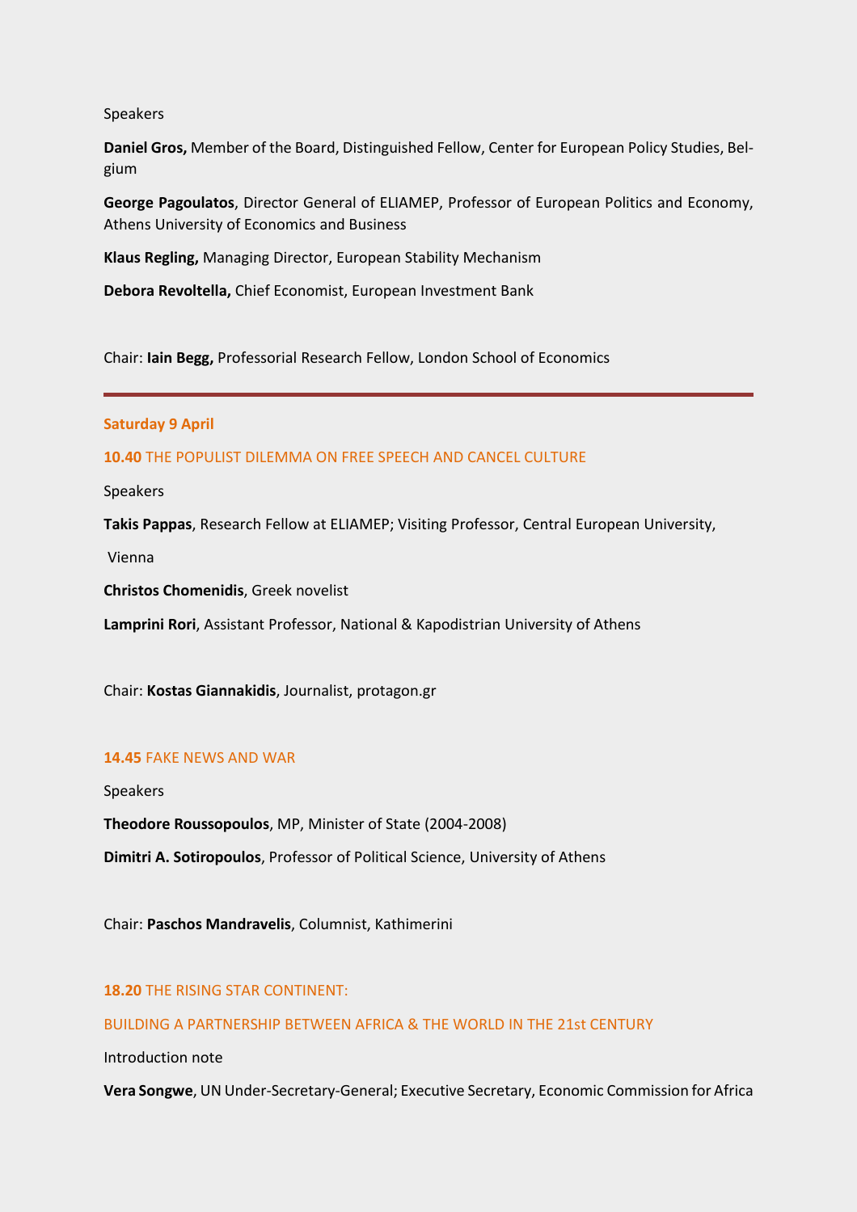Speakers

**Daniel Gros,** Member of the Board, Distinguished Fellow, Center for European Policy Studies, Belgium

**George Pagoulatos**, Director General of ELIAMEP, Professor of European Politics and Economy, Athens University of Economics and Business

**Klaus Regling,** Managing Director, European Stability Mechanism

**Debora Revoltella,** Chief Economist, European Investment Bank

Chair: **Iain Begg,** Professorial Research Fellow, London School of Economics

---

## Saturday 9 April

### **10.40** THE POPULIST DILEMMA ON FREE SPEECH AND CANCEL CULTURE

Speakers

**Takis Pappas**, Research Fellow at ELIAMEP; Visiting Professor, Central European University, Vienna

**Christos Chomenidis**, Greek novelist

**Lamprini Rori**, Assistant Professor, National & Kapodistrian University of Athens

Chair: **Kostas Giannakidis**, Journalist, protagon.gr

### **14.45** FAKE NEWS AND WAR

Speakers

**Theodore Roussopoulos**, MP, Minister of State (2004-2008)

**Dimitri A. Sotiropoulos**, Professor of Political Science, University of Athens

Chair: **Paschos Mandravelis**, Columnist, Kathimerini

### **18.20** THE RISING STAR CONTINENT: BUILDING A PARTNERSHIP BETWEEN AFRICA & THE WORLD IN THE 21st CENTURY

Introduction note

**Vera Songwe**, UN Under-Secretary-General; Executive Secretary, Economic Commission for Africa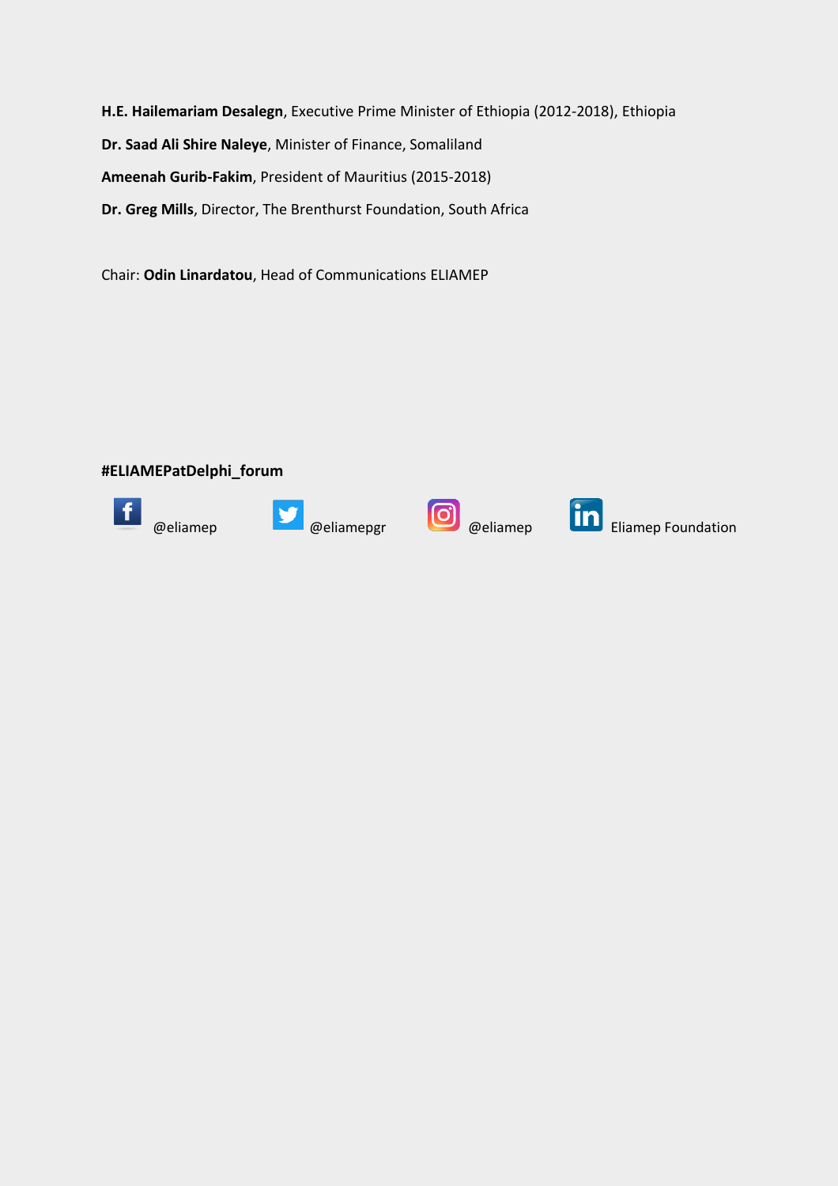**H.E. Hailemariam Desalegn**, Executive Prime Minister of Ethiopia (2012-2018), Ethiopia

**Dr. Saad Ali Shire Naleye**, Minister of Finance, Somaliland

**Ameenah Gurib-Fakim**, President of Mauritius (2015-2018)

**Dr. Greg Mills**, Director, The Brenthurst Foundation, South Africa

Chair: **Odin Linardatou**, Head of Communications ELIAMEP

**#ELIAMEPatDelphi_forum**

@eliamep @eliamepgr @eliamep Eliamep Foundation